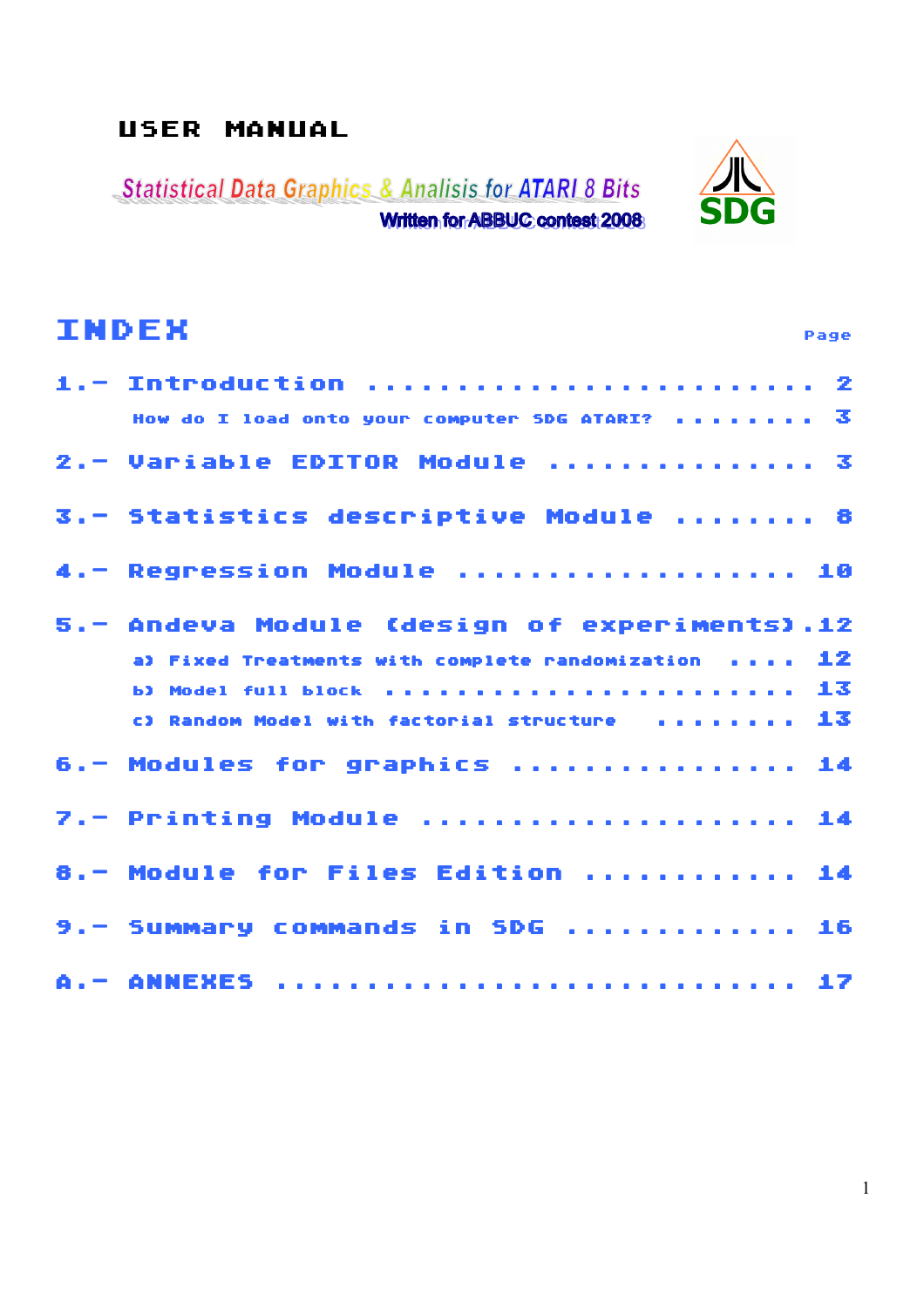# USER MANUAL

**Statistical Data Graphics & Analisis for ATARI 8 Bits**

Written for ABBUC contest 2008

SDG

## INDEX

| | Page |
|---|---|
| 1.- Introduction | 2 |
| How do I load onto your computer SDG ATARI? | 3 |
| 2.- Variable EDITOR Module | 3 |
| 3.- Statistics descriptive Module | 8 |
| 4.- Regression Module | 10 |
| 5.- Andeva Module (design of experiments) | 12 |
| a) Fixed Treatments with complete randomization | 12 |
| b) Model full block | 13 |
| c) Random Model with factorial structure | 13 |
| 6.- Modules for graphics | 14 |
| 7.- Printing Module | 14 |
| 8.- Module for Files Edition | 14 |
| 9.- Summary commands in SDG | 16 |
| A.- ANNEXES | 17 |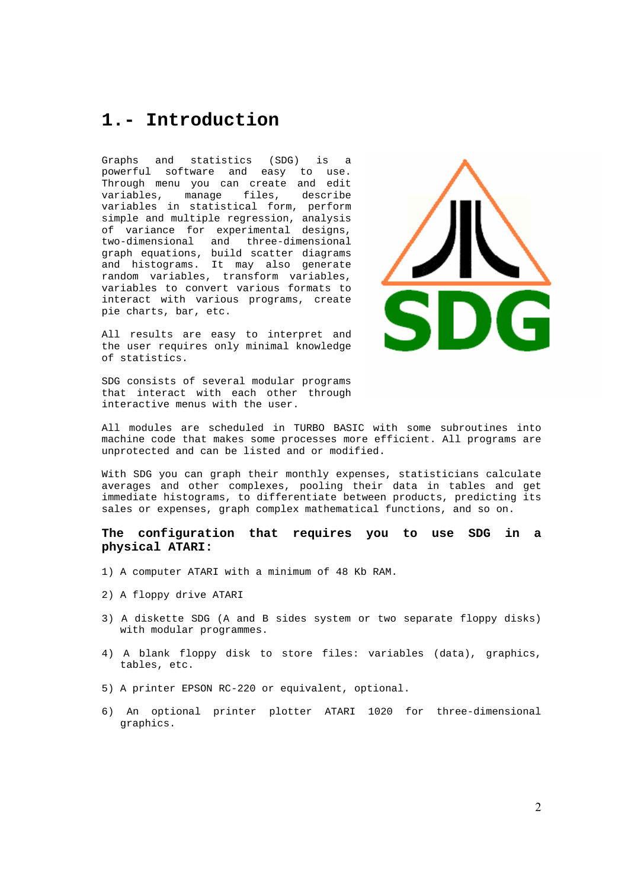# 1.- Introduction

Graphs and statistics (SDG) is a powerful software and easy to use. Through menu you can create and edit variables, manage files, describe variables in statistical form, perform simple and multiple regression, analysis of variance for experimental designs, two-dimensional and three-dimensional graph equations, build scatter diagrams and histograms. It may also generate random variables, transform variables, variables to convert various formats to interact with various programs, create pie charts, bar, etc.

All results are easy to interpret and the user requires only minimal knowledge of statistics.

SDG consists of several modular programs that interact with each other through interactive menus with the user.

All modules are scheduled in TURBO BASIC with some subroutines into machine code that makes some processes more efficient. All programs are unprotected and can be listed and or modified.

With SDG you can graph their monthly expenses, statisticians calculate averages and other complexes, pooling their data in tables and get immediate histograms, to differentiate between products, predicting its sales or expenses, graph complex mathematical functions, and so on.

### The configuration that requires you to use SDG in a physical ATARI:

1) A computer ATARI with a minimum of 48 Kb RAM.

2) A floppy drive ATARI

3) A diskette SDG (A and B sides system or two separate floppy disks) with modular programmes.

4) A blank floppy disk to store files: variables (data), graphics, tables, etc.

5) A printer EPSON RC-220 or equivalent, optional.

6) An optional printer plotter ATARI 1020 for three-dimensional graphics.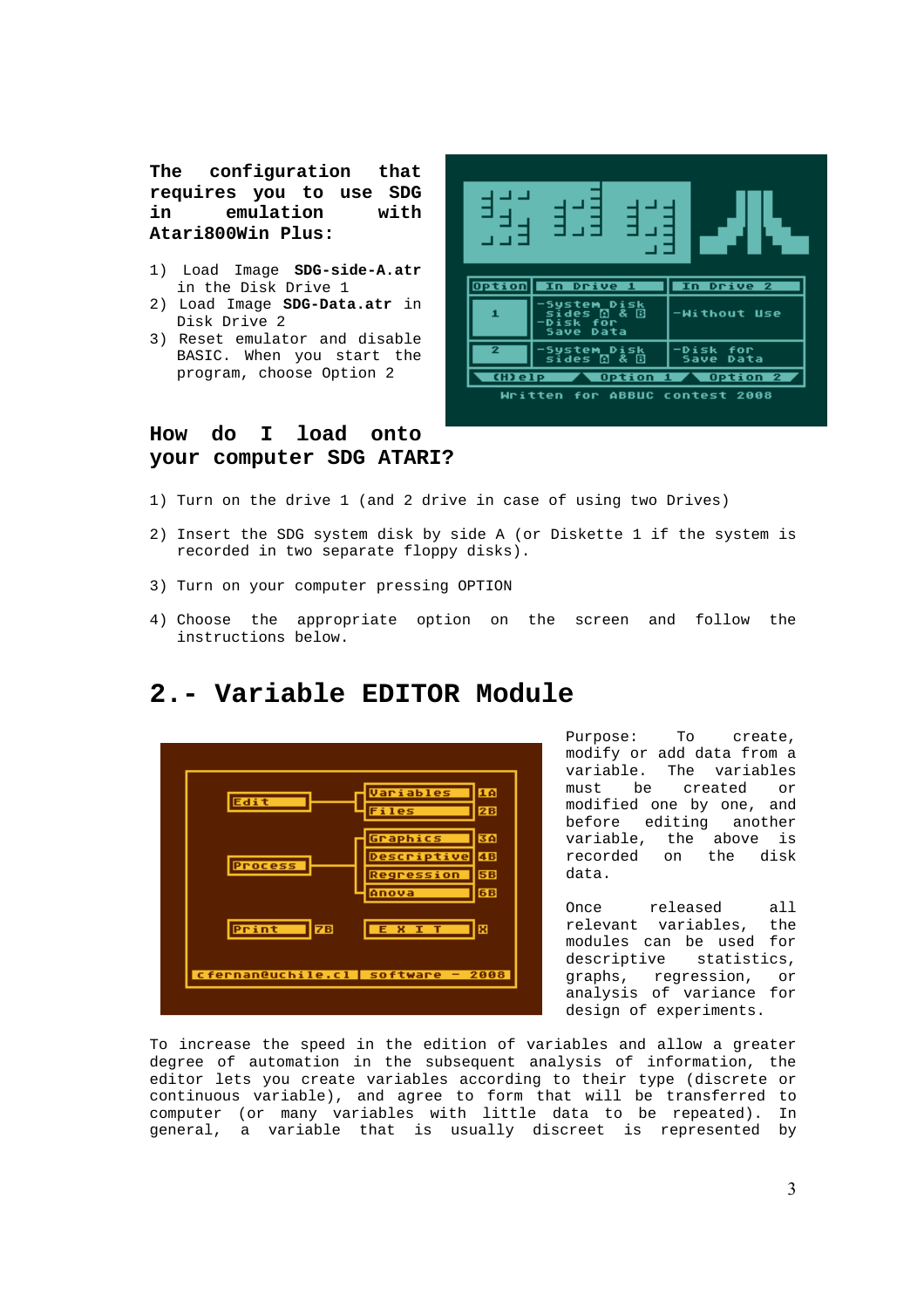**The configuration that requires you to use SDG in emulation with Atari800Win Plus:**

1) Load Image **SDG-side-A.atr** in the Disk Drive 1
2) Load Image **SDG-Data.atr** in Disk Drive 2
3) Reset emulator and disable BASIC. When you start the program, choose Option 2

### How do I load onto your computer SDG ATARI?

1) Turn on the drive 1 (and 2 drive in case of using two Drives)

2) Insert the SDG system disk by side A (or Diskette 1 if the system is recorded in two separate floppy disks).

3) Turn on your computer pressing OPTION

4) Choose the appropriate option on the screen and follow the instructions below.

## 2.- Variable EDITOR Module

Purpose: To create, modify or add data from a variable. The variables must be created or modified one by one, and before editing another variable, the above is recorded on the disk data.

Once released all relevant variables, the modules can be used for descriptive statistics, graphs, regression, or analysis of variance for design of experiments.

To increase the speed in the edition of variables and allow a greater degree of automation in the subsequent analysis of information, the editor lets you create variables according to their type (discrete or continuous variable), and agree to form that will be transferred to computer (or many variables with little data to be repeated). In general, a variable that is usually discreet is represented by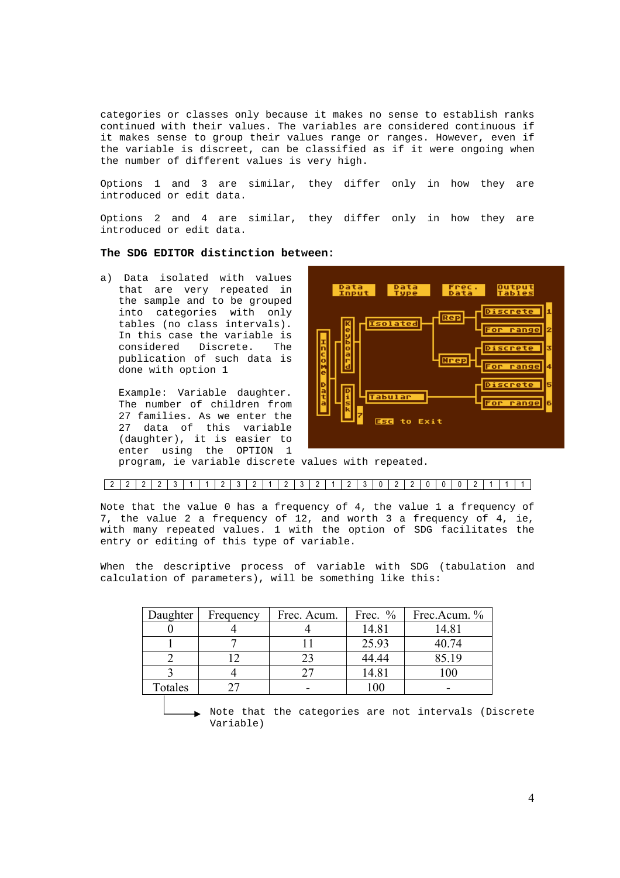categories or classes only because it makes no sense to establish ranks continued with their values. The variables are considered continuous if it makes sense to group their values range or ranges. However, even if the variable is discreet, can be classified as if it were ongoing when the number of different values is very high.

Options 1 and 3 are similar, they differ only in how they are introduced or edit data.

Options 2 and 4 are similar, they differ only in how they are introduced or edit data.

**The SDG EDITOR distinction between:**

a) Data isolated with values that are very repeated in the sample and to be grouped into categories with only tables (no class intervals). In this case the variable is considered Discrete. The publication of such data is done with option 1

Example: Variable daughter. The number of children from 27 families. As we enter the 27 data of this variable (daughter), it is easier to enter using the OPTION 1 program, ie variable discrete values with repeated.

| 2 | 2 | 2 | 2 | 3 | 1 | 1 | 2 | 3 | 2 | 1 | 2 | 3 | 2 | 1 | 2 | 3 | 0 | 2 | 2 | 0 | 0 | 0 | 2 | 1 | 1 | 1 |
|---|---|---|---|---|---|---|---|---|---|---|---|---|---|---|---|---|---|---|---|---|---|---|---|---|---|---|

Note that the value 0 has a frequency of 4, the value 1 a frequency of 7, the value 2 a frequency of 12, and worth 3 a frequency of 4, ie, with many repeated values. 1 with the option of SDG facilitates the entry or editing of this type of variable.

When the descriptive process of variable with SDG (tabulation and calculation of parameters), will be something like this:

| Daughter | Frequency | Frec. Acum. | Frec. % | Frec.Acum. % |
|---|---|---|---|---|
| 0 | 4 | 4 | 14.81 | 14.81 |
| 1 | 7 | 11 | 25.93 | 40.74 |
| 2 | 12 | 23 | 44.44 | 85.19 |
| 3 | 4 | 27 | 14.81 | 100 |
| Totales | 27 | - | 100 | - |

Note that the categories are not intervals (Discrete Variable)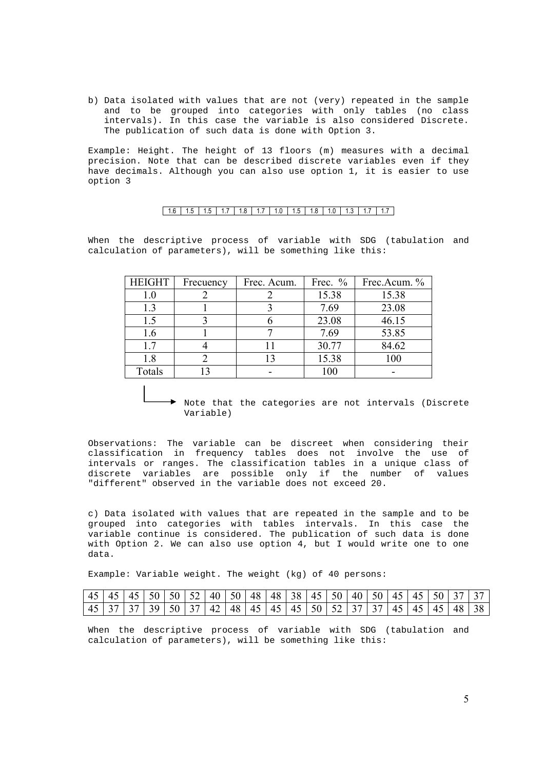b) Data isolated with values that are not (very) repeated in the sample and to be grouped into categories with only tables (no class intervals). In this case the variable is also considered Discrete. The publication of such data is done with Option 3.

Example: Height. The height of 13 floors (m) measures with a decimal precision. Note that can be described discrete variables even if they have decimals. Although you can also use option 1, it is easier to use option 3

| 1.6 | 1.5 | 1.5 | 1.7 | 1.8 | 1.7 | 1.0 | 1.5 | 1.8 | 1.0 | 1.3 | 1.7 | 1.7 |
|---|---|---|---|---|---|---|---|---|---|---|---|---|

When the descriptive process of variable with SDG (tabulation and calculation of parameters), will be something like this:

| HEIGHT | Frecuency | Frec. Acum. | Frec. % | Frec.Acum. % |
|---|---|---|---|---|
| 1.0 | 2 | 2 | 15.38 | 15.38 |
| 1.3 | 1 | 3 | 7.69 | 23.08 |
| 1.5 | 3 | 6 | 23.08 | 46.15 |
| 1.6 | 1 | 7 | 7.69 | 53.85 |
| 1.7 | 4 | 11 | 30.77 | 84.62 |
| 1.8 | 2 | 13 | 15.38 | 100 |
| Totals | 13 | - | 100 | - |

→ Note that the categories are not intervals (Discrete Variable)

Observations: The variable can be discreet when considering their classification in frequency tables does not involve the use of intervals or ranges. The classification tables in a unique class of discrete variables are possible only if the number of values "different" observed in the variable does not exceed 20.

c) Data isolated with values that are repeated in the sample and to be grouped into categories with tables intervals. In this case the variable continue is considered. The publication of such data is done with Option 2. We can also use option 4, but I would write one to one data.

Example: Variable weight. The weight (kg) of 40 persons:

| 45 | 45 | 45 | 50 | 50 | 52 | 40 | 50 | 48 | 48 | 38 | 45 | 50 | 40 | 50 | 45 | 45 | 50 | 37 | 37 |
|---|---|---|---|---|---|---|---|---|---|---|---|---|---|---|---|---|---|---|---|
| 45 | 37 | 37 | 39 | 50 | 37 | 42 | 48 | 45 | 45 | 45 | 50 | 52 | 37 | 37 | 45 | 45 | 45 | 48 | 38 |

When the descriptive process of variable with SDG (tabulation and calculation of parameters), will be something like this: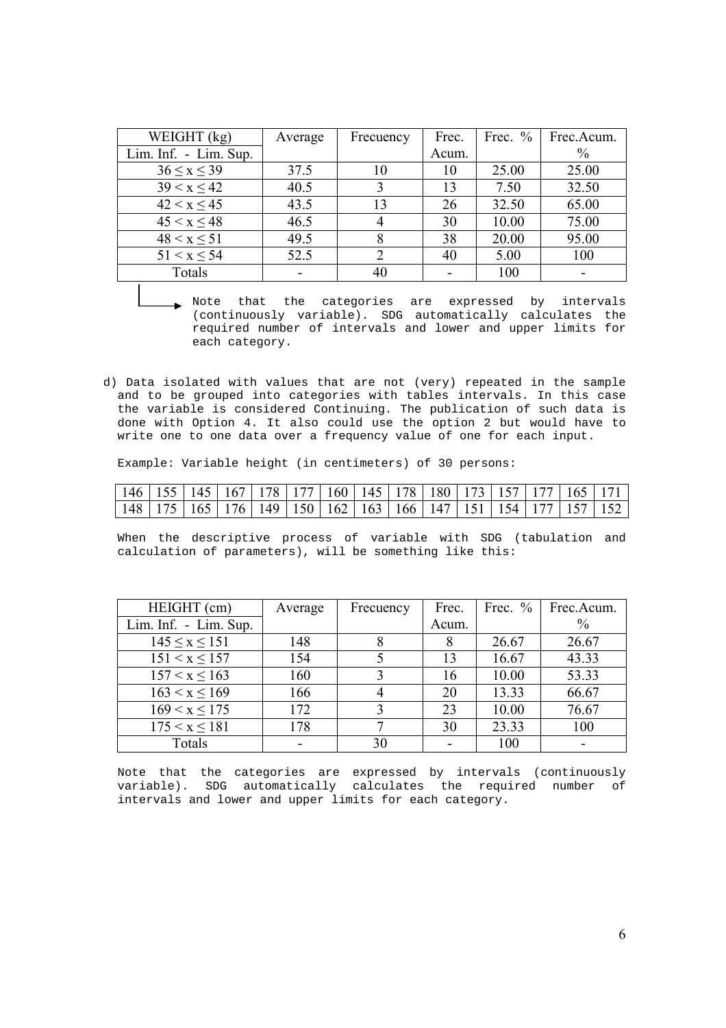| WEIGHT (kg) | Average | Frecuency | Frec. | Frec. % | Frec.Acum. |
|---|---|---|---|---|---|
| Lim. Inf. - Lim. Sup. | | | Acum. | | % |
| $36 \leq x \leq 39$ | 37.5 | 10 | 10 | 25.00 | 25.00 |
| $39 < x \leq 42$ | 40.5 | 3 | 13 | 7.50 | 32.50 |
| $42 < x \leq 45$ | 43.5 | 13 | 26 | 32.50 | 65.00 |
| $45 < x \leq 48$ | 46.5 | 4 | 30 | 10.00 | 75.00 |
| $48 < x \leq 51$ | 49.5 | 8 | 38 | 20.00 | 95.00 |
| $51 < x \leq 54$ | 52.5 | 2 | 40 | 5.00 | 100 |
| Totals | - | 40 | - | 100 | - |

Note that the categories are expressed by intervals (continuously variable). SDG automatically calculates the required number of intervals and lower and upper limits for each category.

d) Data isolated with values that are not (very) repeated in the sample and to be grouped into categories with tables intervals. In this case the variable is considered Continuing. The publication of such data is done with Option 4. It also could use the option 2 but would have to write one to one data over a frequency value of one for each input.

Example: Variable height (in centimeters) of 30 persons:

| 146 | 155 | 145 | 167 | 178 | 177 | 160 | 145 | 178 | 180 | 173 | 157 | 177 | 165 | 171 |
|---|---|---|---|---|---|---|---|---|---|---|---|---|---|---|
| 148 | 175 | 165 | 176 | 149 | 150 | 162 | 163 | 166 | 147 | 151 | 154 | 177 | 157 | 152 |

When the descriptive process of variable with SDG (tabulation and calculation of parameters), will be something like this:

| HEIGHT (cm) | Average | Frecuency | Frec. | Frec. % | Frec.Acum. |
|---|---|---|---|---|---|
| Lim. Inf. - Lim. Sup. | | | Acum. | | % |
| $145 \leq x \leq 151$ | 148 | 8 | 8 | 26.67 | 26.67 |
| $151 < x \leq 157$ | 154 | 5 | 13 | 16.67 | 43.33 |
| $157 < x \leq 163$ | 160 | 3 | 16 | 10.00 | 53.33 |
| $163 < x \leq 169$ | 166 | 4 | 20 | 13.33 | 66.67 |
| $169 < x \leq 175$ | 172 | 3 | 23 | 10.00 | 76.67 |
| $175 < x \leq 181$ | 178 | 7 | 30 | 23.33 | 100 |
| Totals | - | 30 | - | 100 | - |

Note that the categories are expressed by intervals (continuously variable). SDG automatically calculates the required number of intervals and lower and upper limits for each category.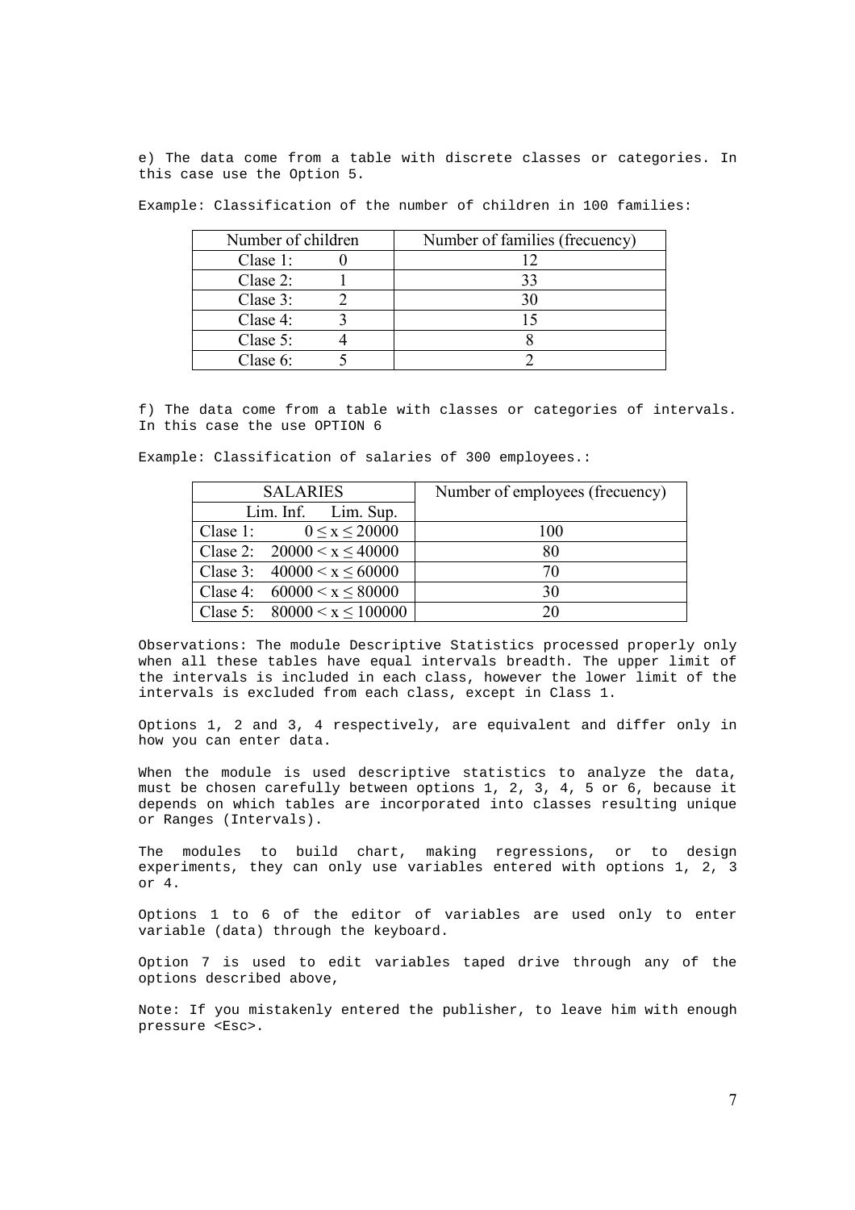e) The data come from a table with discrete classes or categories. In this case use the Option 5.

Example: Classification of the number of children in 100 families:

| Number of children | Number of families (frecuency) |
|---|---|
| Clase 1: 0 | 12 |
| Clase 2: 1 | 33 |
| Clase 3: 2 | 30 |
| Clase 4: 3 | 15 |
| Clase 5: 4 | 8 |
| Clase 6: 5 | 2 |

f) The data come from a table with classes or categories of intervals. In this case the use OPTION 6

Example: Classification of salaries of 300 employees.:

| SALARIES | Number of employees (frecuency) |
|---|---|
| Lim. Inf. Lim. Sup. | |
| Clase 1: $0 \leq x \leq 20000$ | 100 |
| Clase 2: $20000 < x \leq 40000$ | 80 |
| Clase 3: $40000 < x \leq 60000$ | 70 |
| Clase 4: $60000 < x \leq 80000$ | 30 |
| Clase 5: $80000 < x \leq 100000$ | 20 |

Observations: The module Descriptive Statistics processed properly only when all these tables have equal intervals breadth. The upper limit of the intervals is included in each class, however the lower limit of the intervals is excluded from each class, except in Class 1.

Options 1, 2 and 3, 4 respectively, are equivalent and differ only in how you can enter data.

When the module is used descriptive statistics to analyze the data, must be chosen carefully between options 1, 2, 3, 4, 5 or 6, because it depends on which tables are incorporated into classes resulting unique or Ranges (Intervals).

The modules to build chart, making regressions, or to design experiments, they can only use variables entered with options 1, 2, 3 or 4.

Options 1 to 6 of the editor of variables are used only to enter variable (data) through the keyboard.

Option 7 is used to edit variables taped drive through any of the options described above,

Note: If you mistakenly entered the publisher, to leave him with enough pressure <Esc>.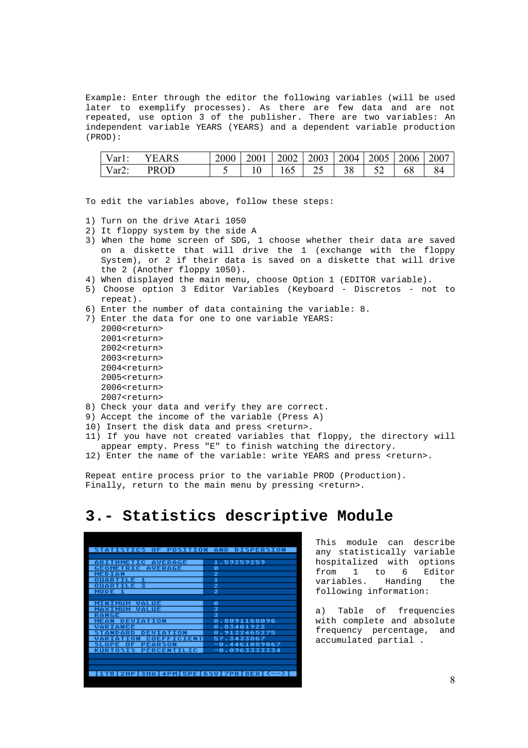Example: Enter through the editor the following variables (will be used later to exemplify processes). As there are few data and are not repeated, use option 3 of the publisher. There are two variables: An independent variable YEARS (YEARS) and a dependent variable production (PROD):

| Var1: | YEARS | 2000 | 2001 | 2002 | 2003 | 2004 | 2005 | 2006 | 2007 |
|---|---|---|---|---|---|---|---|---|---|
| Var2: | PROD | 5 | 10 | 165 | 25 | 38 | 52 | 68 | 84 |

To edit the variables above, follow these steps:

1) Turn on the drive Atari 1050
2) It floppy system by the side A
3) When the home screen of SDG, 1 choose whether their data are saved on a diskette that will drive the 1 (exchange with the floppy System), or 2 if their data is saved on a diskette that will drive the 2 (Another floppy 1050).
4) When displayed the main menu, choose Option 1 (EDITOR variable).
5) Choose option 3 Editor Variables (Keyboard - Discretos - not to repeat).
6) Enter the number of data containing the variable: 8.
7) Enter the data for one to one variable YEARS:
   2000<return>
   2001<return>
   2002<return>
   2003<return>
   2004<return>
   2005<return>
   2006<return>
   2007<return>
8) Check your data and verify they are correct.
9) Accept the income of the variable (Press A)
10) Insert the disk data and press <return>.
11) If you have not created variables that floppy, the directory will appear empty. Press "E" to finish watching the directory.
12) Enter the name of the variable: write YEARS and press <return>.

Repeat entire process prior to the variable PROD (Production).
Finally, return to the main menu by pressing <return>.

# 3.- Statistics descriptive Module

| STATISTICS OF POSITION AND DISPERSION | |
|---|---|
| ARITHMETIC AVERAGE | 1.59259259 |
| GEOMETRIC AVERAGE | 0 |
| MEDIAN | 2 |
| QUARTILE 1 | 1 |
| QUARTILE 3 | 2 |
| MODE 1 | 2 |
| MINIMUM VALUE | 0 |
| MAXIMUM VALUE | 3 |
| RANGE | 3 |
| MEAN DEVIATION | 0.8091168096 |
| VARIANCE | 0.83401922 |
| STANDARD DEVIATION | 0.9132465275 |
| VARIATION COEFFICIENT | 57.3433867 |
| SLOPE OF PEARSON | -0.4461089067 |
| KURTOSIS PERCENTILIC | -0.09633333334 |

1TB 2HP 3HA 4PM 5PE 6SV 7PR 8EX <-->

This module can describe any statistically variable hospitalized with options from 1 to 6 Editor variables. Handing the following information:

a) Table of frequencies with complete and absolute frequency percentage, and accumulated partial .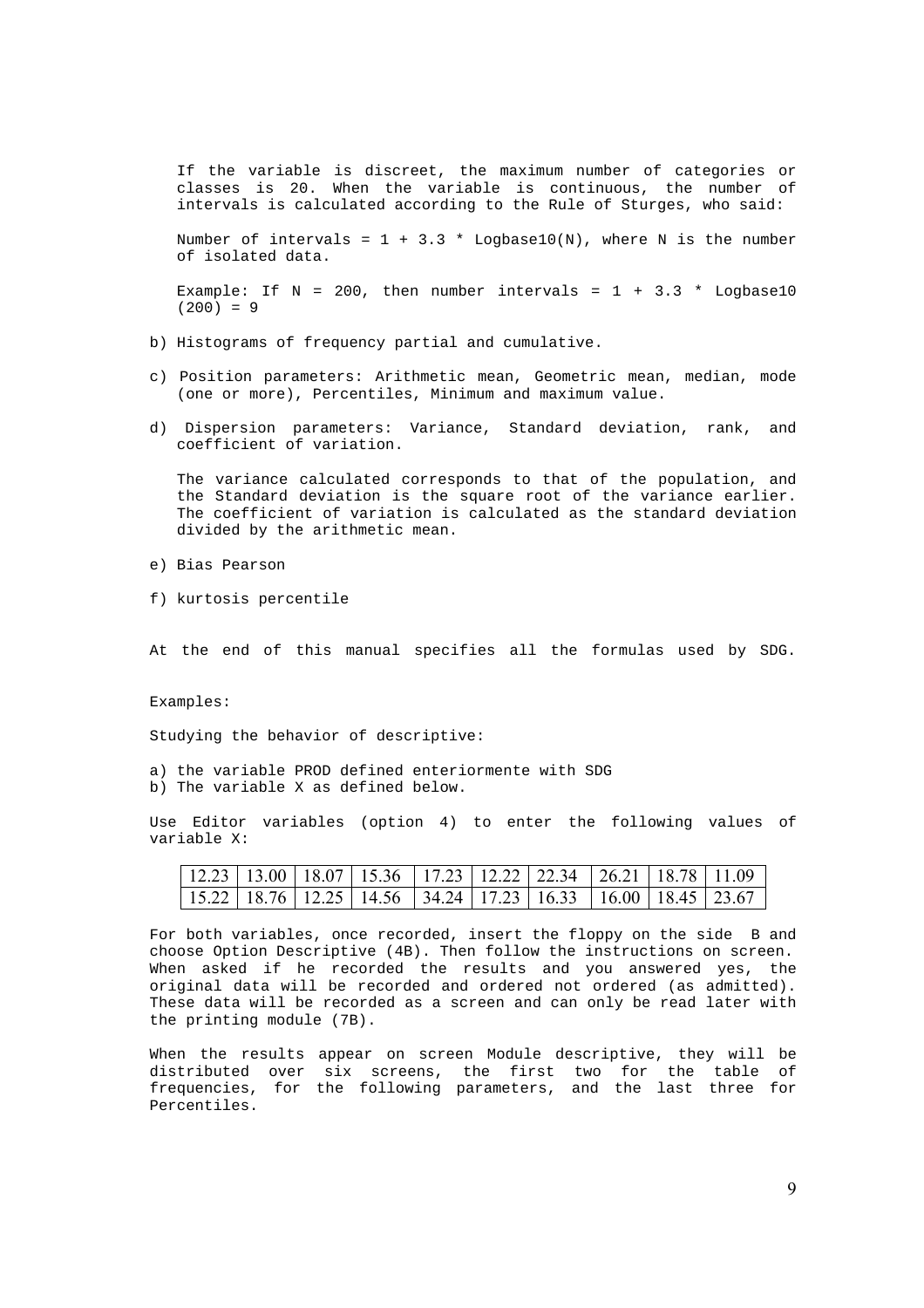If the variable is discreet, the maximum number of categories or classes is 20. When the variable is continuous, the number of intervals is calculated according to the Rule of Sturges, who said:

Number of intervals = 1 + 3.3 * Logbase10(N), where N is the number of isolated data.

Example: If N = 200, then number intervals = 1 + 3.3 * Logbase10 (200) = 9

b) Histograms of frequency partial and cumulative.

c) Position parameters: Arithmetic mean, Geometric mean, median, mode (one or more), Percentiles, Minimum and maximum value.

d) Dispersion parameters: Variance, Standard deviation, rank, and coefficient of variation.

The variance calculated corresponds to that of the population, and the Standard deviation is the square root of the variance earlier. The coefficient of variation is calculated as the standard deviation divided by the arithmetic mean.

e) Bias Pearson

f) kurtosis percentile

At the end of this manual specifies all the formulas used by SDG.

Examples:

Studying the behavior of descriptive:

a) the variable PROD defined enteriormente with SDG
b) The variable X as defined below.

Use Editor variables (option 4) to enter the following values of variable X:

| | | | | | | | | | |
|---|---|---|---|---|---|---|---|---|---|
| 12.23 | 13.00 | 18.07 | 15.36 | 17.23 | 12.22 | 22.34 | 26.21 | 18.78 | 11.09 |
| 15.22 | 18.76 | 12.25 | 14.56 | 34.24 | 17.23 | 16.33 | 16.00 | 18.45 | 23.67 |

For both variables, once recorded, insert the floppy on the side B and choose Option Descriptive (4B). Then follow the instructions on screen. When asked if he recorded the results and you answered yes, the original data will be recorded and ordered not ordered (as admitted). These data will be recorded as a screen and can only be read later with the printing module (7B).

When the results appear on screen Module descriptive, they will be distributed over six screens, the first two for the table of frequencies, for the following parameters, and the last three for Percentiles.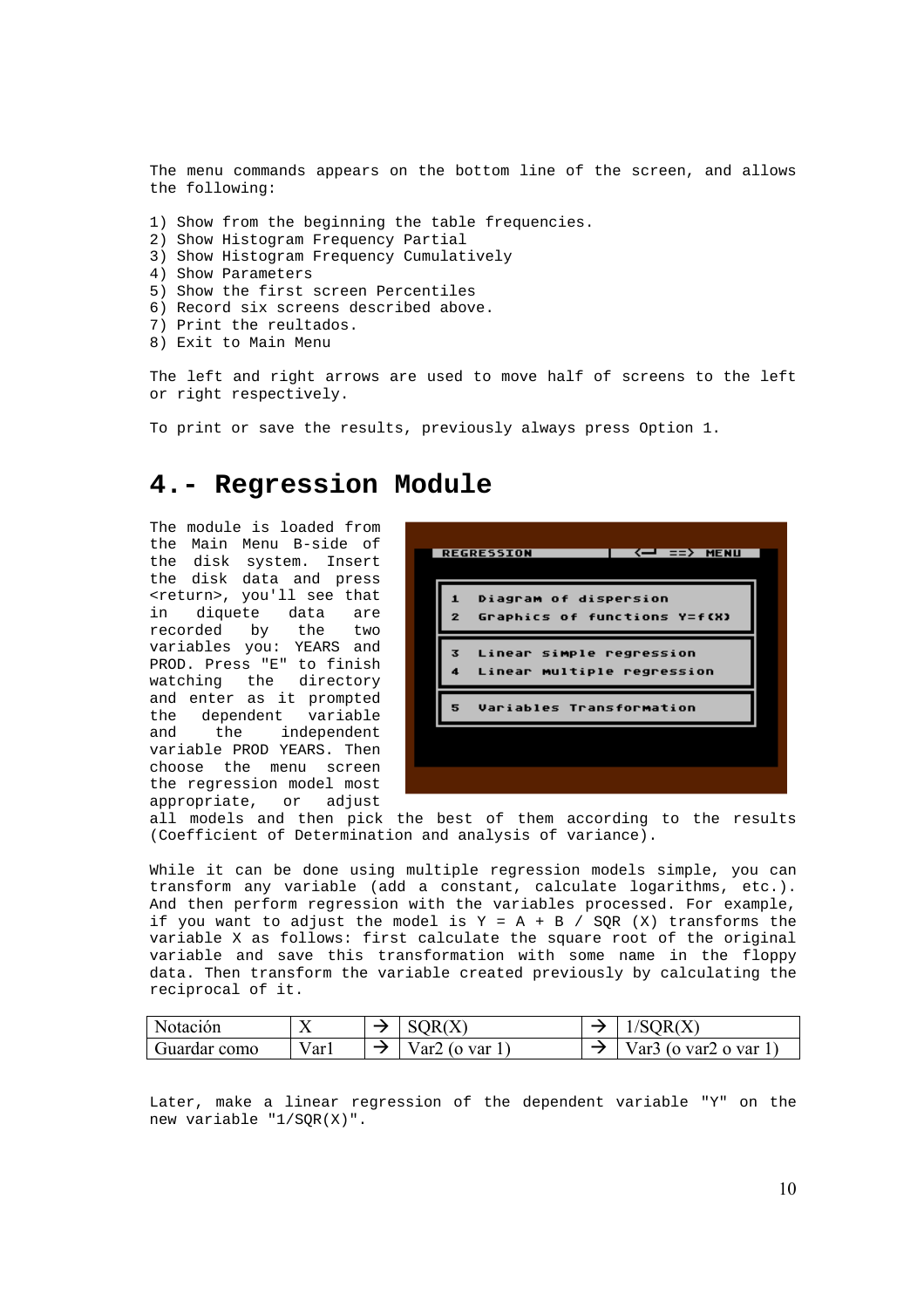The menu commands appears on the bottom line of the screen, and allows the following:

1) Show from the beginning the table frequencies.
2) Show Histogram Frequency Partial
3) Show Histogram Frequency Cumulatively
4) Show Parameters
5) Show the first screen Percentiles
6) Record six screens described above.
7) Print the reultados.
8) Exit to Main Menu

The left and right arrows are used to move half of screens to the left or right respectively.

To print or save the results, previously always press Option 1.

# 4.- Regression Module

The module is loaded from the Main Menu B-side of the disk system. Insert the disk data and press <return>, you'll see that in diquete data are recorded by the two variables you: YEARS and PROD. Press "E" to finish watching the directory and enter as it prompted the dependent variable and the independent variable PROD YEARS. Then choose the menu screen the regression model most appropriate, or adjust all models and then pick the best of them according to the results (Coefficient of Determination and analysis of variance).

While it can be done using multiple regression models simple, you can transform any variable (add a constant, calculate logarithms, etc.). And then perform regression with the variables processed. For example, if you want to adjust the model is Y = A + B / SQR (X) transforms the variable X as follows: first calculate the square root of the original variable and save this transformation with some name in the floppy data. Then transform the variable created previously by calculating the reciprocal of it.

| Notación | X | → | SQR(X) | → | 1/SQR(X) |
|---|---|---|---|---|---|
| Guardar como | Var1 | → | Var2 (o var 1) | → | Var3 (o var2 o var 1) |

Later, make a linear regression of the dependent variable "Y" on the new variable "1/SQR(X)".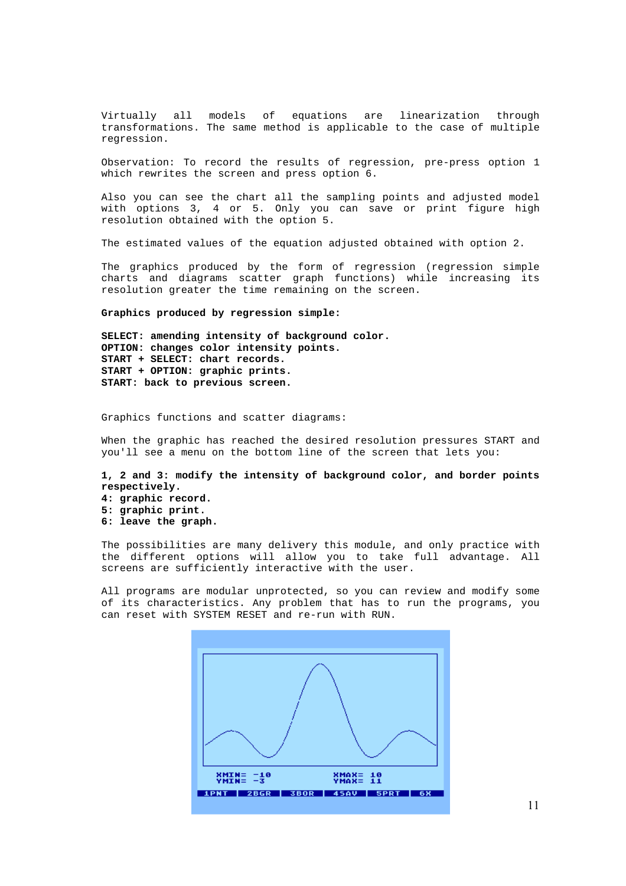Virtually all models of equations are linearization through transformations. The same method is applicable to the case of multiple regression.

Observation: To record the results of regression, pre-press option 1 which rewrites the screen and press option 6.

Also you can see the chart all the sampling points and adjusted model with options 3, 4 or 5. Only you can save or print figure high resolution obtained with the option 5.

The estimated values of the equation adjusted obtained with option 2.

The graphics produced by the form of regression (regression simple charts and diagrams scatter graph functions) while increasing its resolution greater the time remaining on the screen.

**Graphics produced by regression simple:**

**SELECT: amending intensity of background color.**
**OPTION: changes color intensity points.**
**START + SELECT: chart records.**
**START + OPTION: graphic prints.**
**START: back to previous screen.**

Graphics functions and scatter diagrams:

When the graphic has reached the desired resolution pressures START and you'll see a menu on the bottom line of the screen that lets you:

**1, 2 and 3: modify the intensity of background color, and border points respectively.**
**4: graphic record.**
**5: graphic print.**
**6: leave the graph.**

The possibilities are many delivery this module, and only practice with the different options will allow you to take full advantage. All screens are sufficiently interactive with the user.

All programs are modular unprotected, so you can review and modify some of its characteristics. Any problem that has to run the programs, you can reset with SYSTEM RESET and re-run with RUN.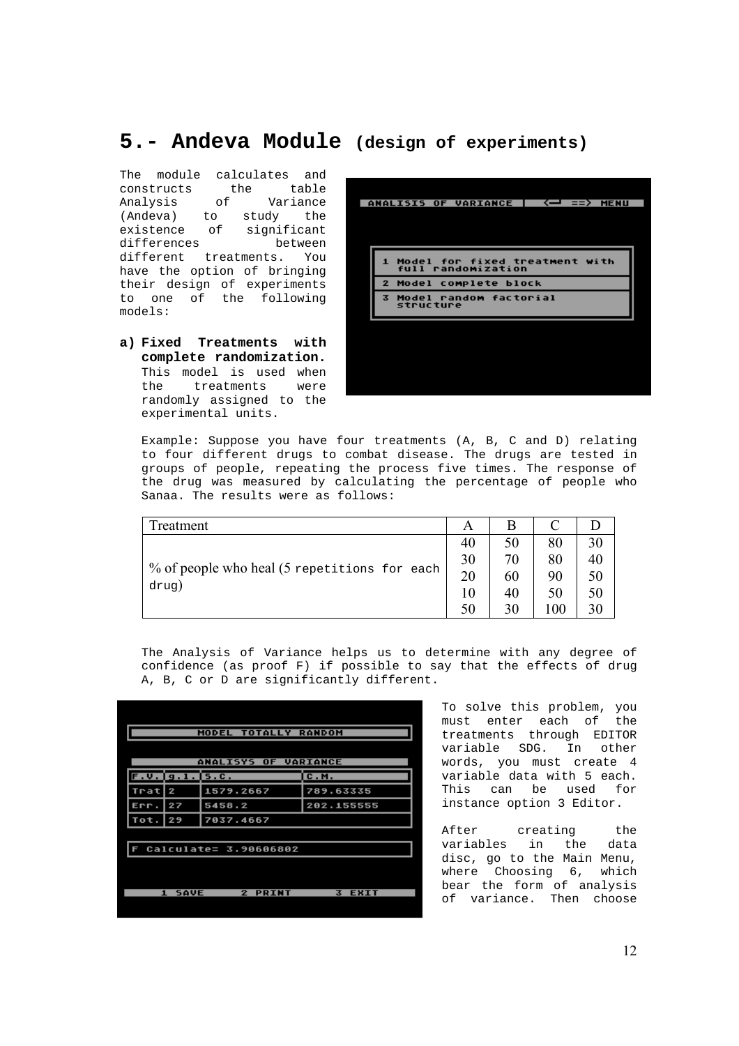# 5.- Andeva Module (design of experiments)

The module calculates and constructs the table Analysis of Variance (Andeva) to study the existence of significant differences between different treatments. You have the option of bringing their design of experiments to one of the following models:

ANALISIS OF VARIANCE | ⟵ ==> MENU

1 Model for fixed treatment with full randomization
2 Model complete block
3 Model random factorial structure

a) **Fixed Treatments with complete randomization.** This model is used when the treatments were randomly assigned to the experimental units.

Example: Suppose you have four treatments (A, B, C and D) relating to four different drugs to combat disease. The drugs are tested in groups of people, repeating the process five times. The response of the drug was measured by calculating the percentage of people who Sanaa. The results were as follows:

| Treatment | A | B | C | D |
|---|---|---|---|---|
| % of people who heal (5 repetitions for each drug) | 40 | 50 | 80 | 30 |
| | 30 | 70 | 80 | 40 |
| | 20 | 60 | 90 | 50 |
| | 10 | 40 | 50 | 50 |
| | 50 | 30 | 100 | 30 |

The Analysis of Variance helps us to determine with any degree of confidence (as proof F) if possible to say that the effects of drug A, B, C or D are significantly different.

MODEL TOTALLY RANDOM

ANALISYS OF VARIANCE

| F.V. | g.l. | S.C. | C.M. |
|---|---|---|---|
| Trat | 2 | 1579.2667 | 789.63335 |
| Err. | 27 | 5458.2 | 202.155555 |
| Tot. | 29 | 7037.4667 | |

F Calculate= 3.90606802

1 SAVE    2 PRINT    3 EXIT

To solve this problem, you must enter each of the treatments through EDITOR variable SDG. In other words, you must create 4 variable data with 5 each. This can be used for instance option 3 Editor.

After creating the variables in the data disc, go to the Main Menu, where Choosing 6, which bear the form of analysis of variance. Then choose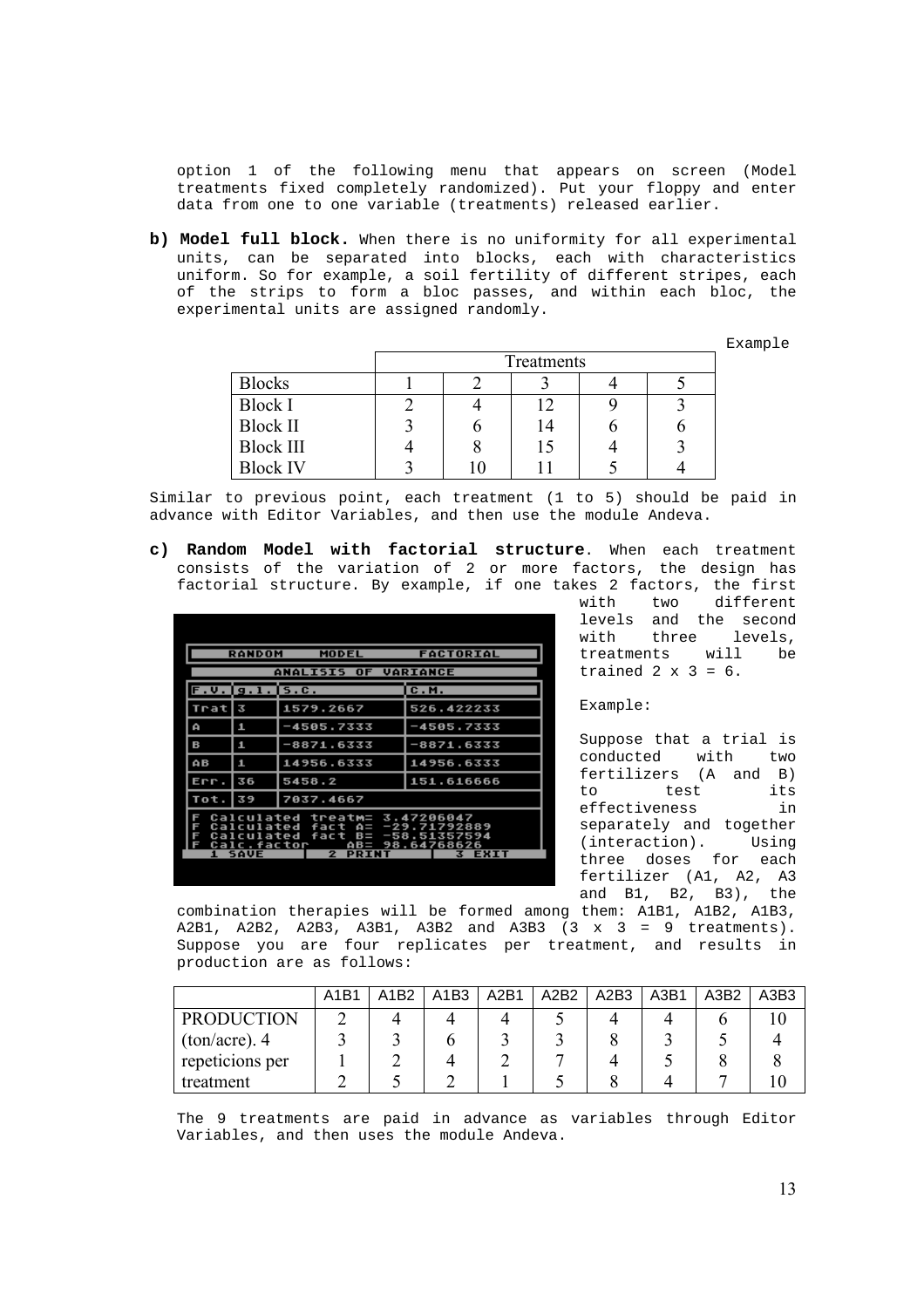option 1 of the following menu that appears on screen (Model treatments fixed completely randomized). Put your floppy and enter data from one to one variable (treatments) released earlier.

**b) Model full block.** When there is no uniformity for all experimental units, can be separated into blocks, each with characteristics uniform. So for example, a soil fertility of different stripes, each of the strips to form a bloc passes, and within each bloc, the experimental units are assigned randomly.

Example

| Blocks | Treatments 1 | 2 | 3 | 4 | 5 |
|---|---|---|---|---|---|
| Block I | 2 | 4 | 12 | 9 | 3 |
| Block II | 3 | 6 | 14 | 6 | 6 |
| Block III | 4 | 8 | 15 | 4 | 3 |
| Block IV | 3 | 10 | 11 | 5 | 4 |

Similar to previous point, each treatment (1 to 5) should be paid in advance with Editor Variables, and then use the module Andeva.

**c) Random Model with factorial structure**. When each treatment consists of the variation of 2 or more factors, the design has factorial structure. By example, if one takes 2 factors, the first with two different levels and the second with three levels, treatments will be trained 2 x 3 = 6.

```
RANDOM      MODEL        FACTORIAL
       ANALISIS OF VARIANCE
F.V. | g.l. | S.C.        | C.M.
Trat | 3    | 1579.2667   | 526.422233
A    | 1    | -4505.7333  | -4505.7333
B    | 1    | -8871.6333  | -8871.6333
AB   | 1    | 14956.6333  | 14956.6333
Err. | 36   | 5458.2      | 151.616666
Tot. | 39   | 7037.4667   |
F Calculated treatm= 3.47206047
F Calculated fact A= -29.71792889
F Calculated fact B= -58.51357594
F Calc.factor    AB= 98.64768626
  1 SAVE        2 PRINT        3 EXIT
```

Example:

Suppose that a trial is conducted with two fertilizers (A and B) to test its effectiveness in separately and together (interaction). Using three doses for each fertilizer (A1, A2, A3 and B1, B2, B3), the combination therapies will be formed among them: A1B1, A1B2, A1B3, A2B1, A2B2, A2B3, A3B1, A3B2 and A3B3 (3 x 3 = 9 treatments). Suppose you are four replicates per treatment, and results in production are as follows:

| | A1B1 | A1B2 | A1B3 | A2B1 | A2B2 | A2B3 | A3B1 | A3B2 | A3B3 |
|---|---|---|---|---|---|---|---|---|---|
| PRODUCTION | 2 | 4 | 4 | 4 | 5 | 4 | 4 | 6 | 10 |
| (ton/acre). 4 | 3 | 3 | 6 | 3 | 3 | 8 | 3 | 5 | 4 |
| repeticions per | 1 | 2 | 4 | 2 | 7 | 4 | 5 | 8 | 8 |
| treatment | 2 | 5 | 2 | 1 | 5 | 8 | 4 | 7 | 10 |

The 9 treatments are paid in advance as variables through Editor Variables, and then uses the module Andeva.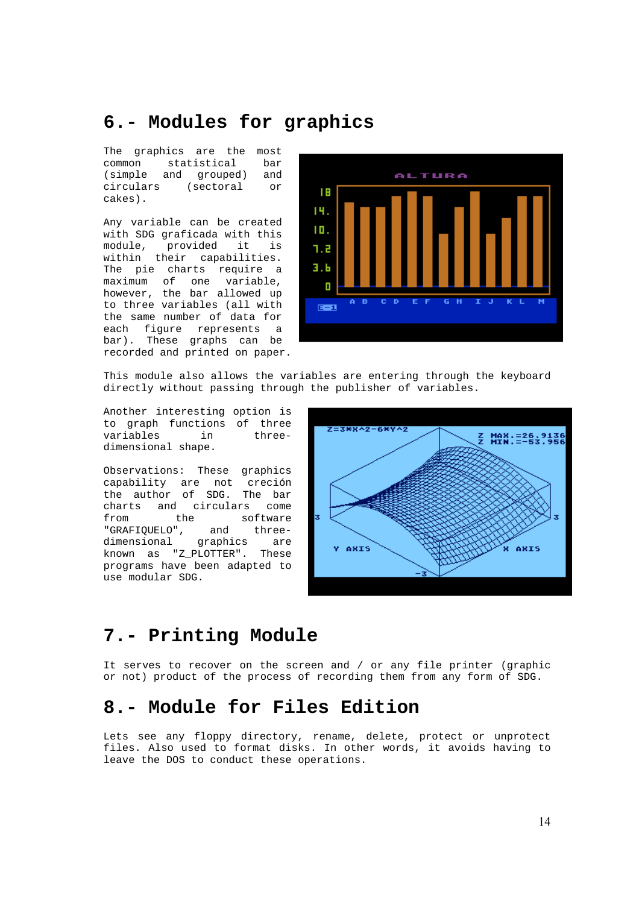## 6.- Modules for graphics

The graphics are the most common statistical bar (simple and grouped) and circulars (sectoral or cakes).

Any variable can be created with SDG graficada with this module, provided it is within their capabilities. The pie charts require a maximum of one variable, however, the bar allowed up to three variables (all with the same number of data for each figure represents a bar). These graphs can be recorded and printed on paper.

This module also allows the variables are entering through the keyboard directly without passing through the publisher of variables.

Another interesting option is to graph functions of three variables in three-dimensional shape.

Observations: These graphics capability are not creción the author of SDG. The bar charts and circulars come from the software "GRAFIQUELO", and three-dimensional graphics are known as "Z_PLOTTER". These programs have been adapted to use modular SDG.

## 7.- Printing Module

It serves to recover on the screen and / or any file printer (graphic or not) product of the process of recording them from any form of SDG.

## 8.- Module for Files Edition

Lets see any floppy directory, rename, delete, protect or unprotect files. Also used to format disks. In other words, it avoids having to leave the DOS to conduct these operations.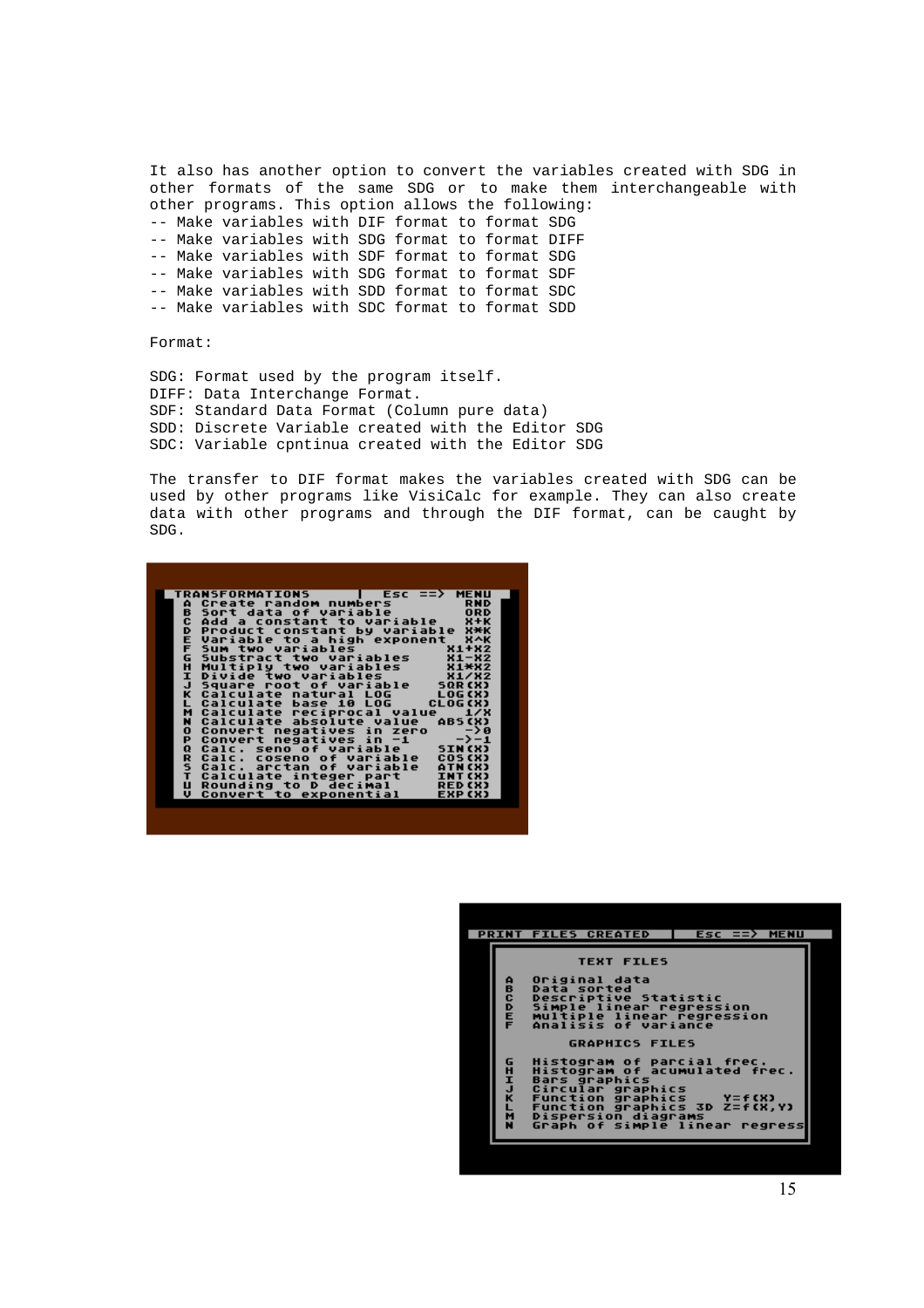It also has another option to convert the variables created with SDG in other formats of the same SDG or to make them interchangeable with other programs. This option allows the following:

- -- Make variables with DIF format to format SDG
- -- Make variables with SDG format to format DIFF
- -- Make variables with SDF format to format SDG
- -- Make variables with SDG format to format SDF
- -- Make variables with SDD format to format SDC
- -- Make variables with SDC format to format SDD

Format:

SDG: Format used by the program itself.
DIFF: Data Interchange Format.
SDF: Standard Data Format (Column pure data)
SDD: Discrete Variable created with the Editor SDG
SDC: Variable cpntinua created with the Editor SDG

The transfer to DIF format makes the variables created with SDG can be used by other programs like VisiCalc for example. They can also create data with other programs and through the DIF format, can be caught by SDG.

```
TRANSFORMATIONS              | Esc ==> MENU
A Create random numbers           RND
B Sort data of variable           ORD
C Add a constant to variable      X+K
D Product constant by variable    X*K
E Variable to a high exponent     X^K
F Sum two variables             X1+X2
G Substract two variables       X1-X2
H Multiply two variables        X1*X2
I Divide two variables          X1/X2
J Square root of variable      SQR(X)
K Calculate natural LOG        LOG(X)
L Calculate base 10 LOG       CLOG(X)
M Calculate reciprocal value      1/X
N Calculate absolute value     ABS(X)
O Convert negatives in zero       ->0
P Convert negatives in -1        ->-1
Q Calc. seno of variable       SIN(X)
R Calc. coseno of variable     COS(X)
S Calc. arctan of variable     ATN(X)
T Calculate integer part       INT(X)
U Rounding to D decimal        RED(X)
V Convert to exponential       EXP(X)
```

```
PRINT FILES CREATED        | Esc ==> MENU

          TEXT FILES

  A  Original data
  B  Data sorted
  C  Descriptive Statistic
  D  Simple linear regression
  E  Multiple linear regression
  F  Analisis of variance

          GRAPHICS FILES

  G  Histogram of parcial frec.
  H  Histogram of acumulated frec.
  I  Bars graphics
  J  Circular graphics
  K  Function graphics       Y=f(X)
  L  Function graphics 3D  Z=f(X,Y)
  M  Dispersion diagrams
  N  Graph of simple linear regress
```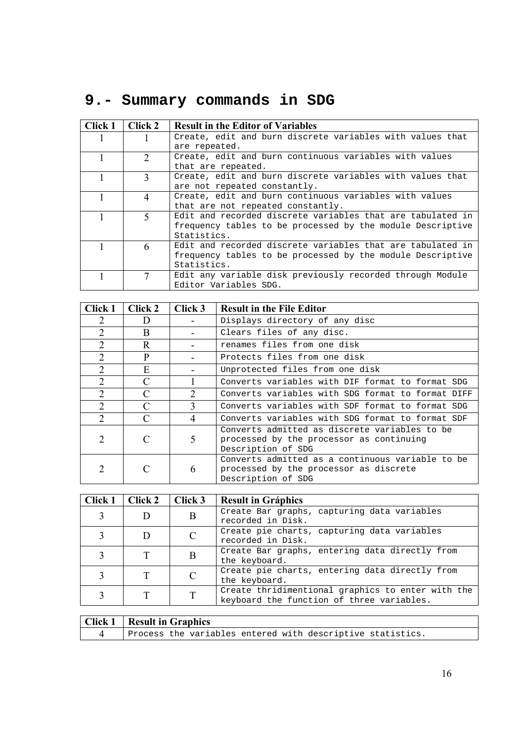# 9.- Summary commands in SDG

| Click 1 | Click 2 | Result in the Editor of Variables |
|---|---|---|
| 1 | 1 | Create, edit and burn discrete variables with values that are repeated. |
| 1 | 2 | Create, edit and burn continuous variables with values that are repeated. |
| 1 | 3 | Create, edit and burn discrete variables with values that are not repeated constantly. |
| 1 | 4 | Create, edit and burn continuous variables with values that are not repeated constantly. |
| 1 | 5 | Edit and recorded discrete variables that are tabulated in frequency tables to be processed by the module Descriptive Statistics. |
| 1 | 6 | Edit and recorded discrete variables that are tabulated in frequency tables to be processed by the module Descriptive Statistics. |
| 1 | 7 | Edit any variable disk previously recorded through Module Editor Variables SDG. |

| Click 1 | Click 2 | Click 3 | Result in the File Editor |
|---|---|---|---|
| 2 | D | - | Displays directory of any disc |
| 2 | B | - | Clears files of any disc. |
| 2 | R | - | renames files from one disk |
| 2 | P | - | Protects files from one disk |
| 2 | E | - | Unprotected files from one disk |
| 2 | C | 1 | Converts variables with DIF format to format SDG |
| 2 | C | 2 | Converts variables with SDG format to format DIFF |
| 2 | C | 3 | Converts variables with SDF format to format SDG |
| 2 | C | 4 | Converts variables with SDG format to format SDF |
| 2 | C | 5 | Converts admitted as discrete variables to be processed by the processor as continuing Description of SDG |
| 2 | C | 6 | Converts admitted as a continuous variable to be processed by the processor as discrete Description of SDG |

| Click 1 | Click 2 | Click 3 | Result in Gráphics |
|---|---|---|---|
| 3 | D | B | Create Bar graphs, capturing data variables recorded in Disk. |
| 3 | D | C | Create pie charts, capturing data variables recorded in Disk. |
| 3 | T | B | Create Bar graphs, entering data directly from the keyboard. |
| 3 | T | C | Create pie charts, entering data directly from the keyboard. |
| 3 | T | T | Create thridimentional graphics to enter with the keyboard the function of three variables. |

| Click 1 | Result in Graphics |
|---|---|
| 4 | Process the variables entered with descriptive statistics. |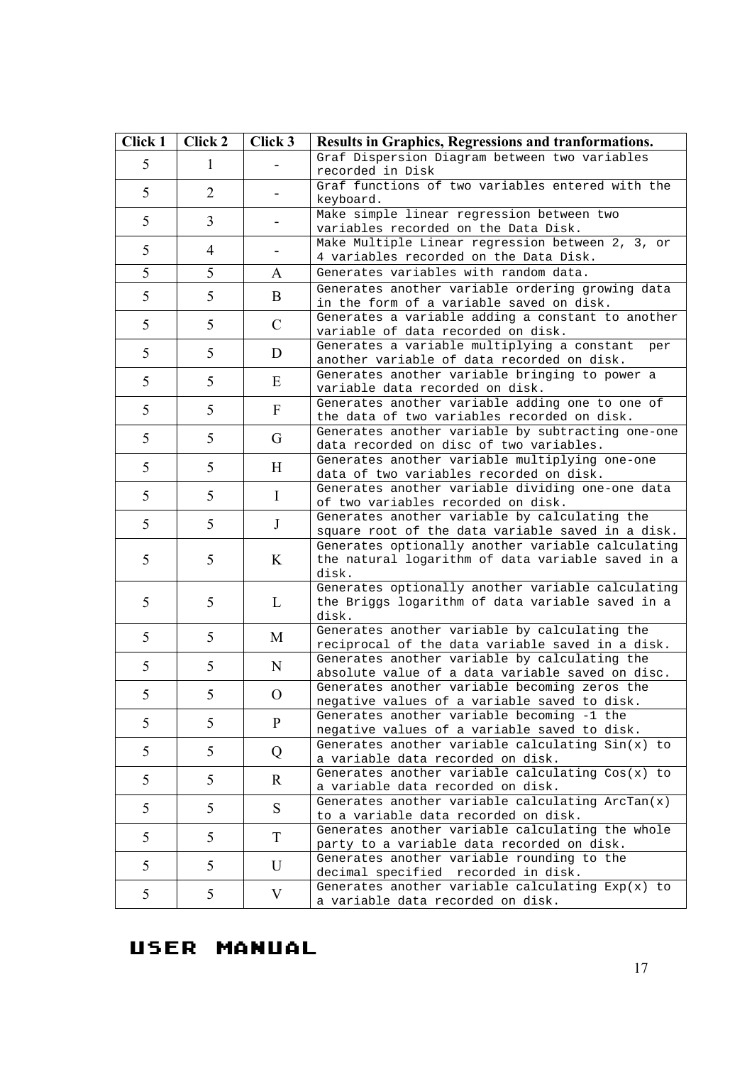| Click 1 | Click 2 | Click 3 | Results in Graphics, Regressions and tranformations. |
|---|---|---|---|
| 5 | 1 | - | Graf Dispersion Diagram between two variables recorded in Disk |
| 5 | 2 | - | Graf functions of two variables entered with the keyboard. |
| 5 | 3 | - | Make simple linear regression between two variables recorded on the Data Disk. |
| 5 | 4 | - | Make Multiple Linear regression between 2, 3, or 4 variables recorded on the Data Disk. |
| 5 | 5 | A | Generates variables with random data. |
| 5 | 5 | B | Generates another variable ordering growing data in the form of a variable saved on disk. |
| 5 | 5 | C | Generates a variable adding a constant to another variable of data recorded on disk. |
| 5 | 5 | D | Generates a variable multiplying a constant per another variable of data recorded on disk. |
| 5 | 5 | E | Generates another variable bringing to power a variable data recorded on disk. |
| 5 | 5 | F | Generates another variable adding one to one of the data of two variables recorded on disk. |
| 5 | 5 | G | Generates another variable by subtracting one-one data recorded on disc of two variables. |
| 5 | 5 | H | Generates another variable multiplying one-one data of two variables recorded on disk. |
| 5 | 5 | I | Generates another variable dividing one-one data of two variables recorded on disk. |
| 5 | 5 | J | Generates another variable by calculating the square root of the data variable saved in a disk. |
| 5 | 5 | K | Generates optionally another variable calculating the natural logarithm of data variable saved in a disk. |
| 5 | 5 | L | Generates optionally another variable calculating the Briggs logarithm of data variable saved in a disk. |
| 5 | 5 | M | Generates another variable by calculating the reciprocal of the data variable saved in a disk. |
| 5 | 5 | N | Generates another variable by calculating the absolute value of a data variable saved on disc. |
| 5 | 5 | O | Generates another variable becoming zeros the negative values of a variable saved to disk. |
| 5 | 5 | P | Generates another variable becoming -1 the negative values of a variable saved to disk. |
| 5 | 5 | Q | Generates another variable calculating Sin(x) to a variable data recorded on disk. |
| 5 | 5 | R | Generates another variable calculating Cos(x) to a variable data recorded on disk. |
| 5 | 5 | S | Generates another variable calculating ArcTan(x) to a variable data recorded on disk. |
| 5 | 5 | T | Generates another variable calculating the whole party to a variable data recorded on disk. |
| 5 | 5 | U | Generates another variable rounding to the decimal specified recorded in disk. |
| 5 | 5 | V | Generates another variable calculating Exp(x) to a variable data recorded on disk. |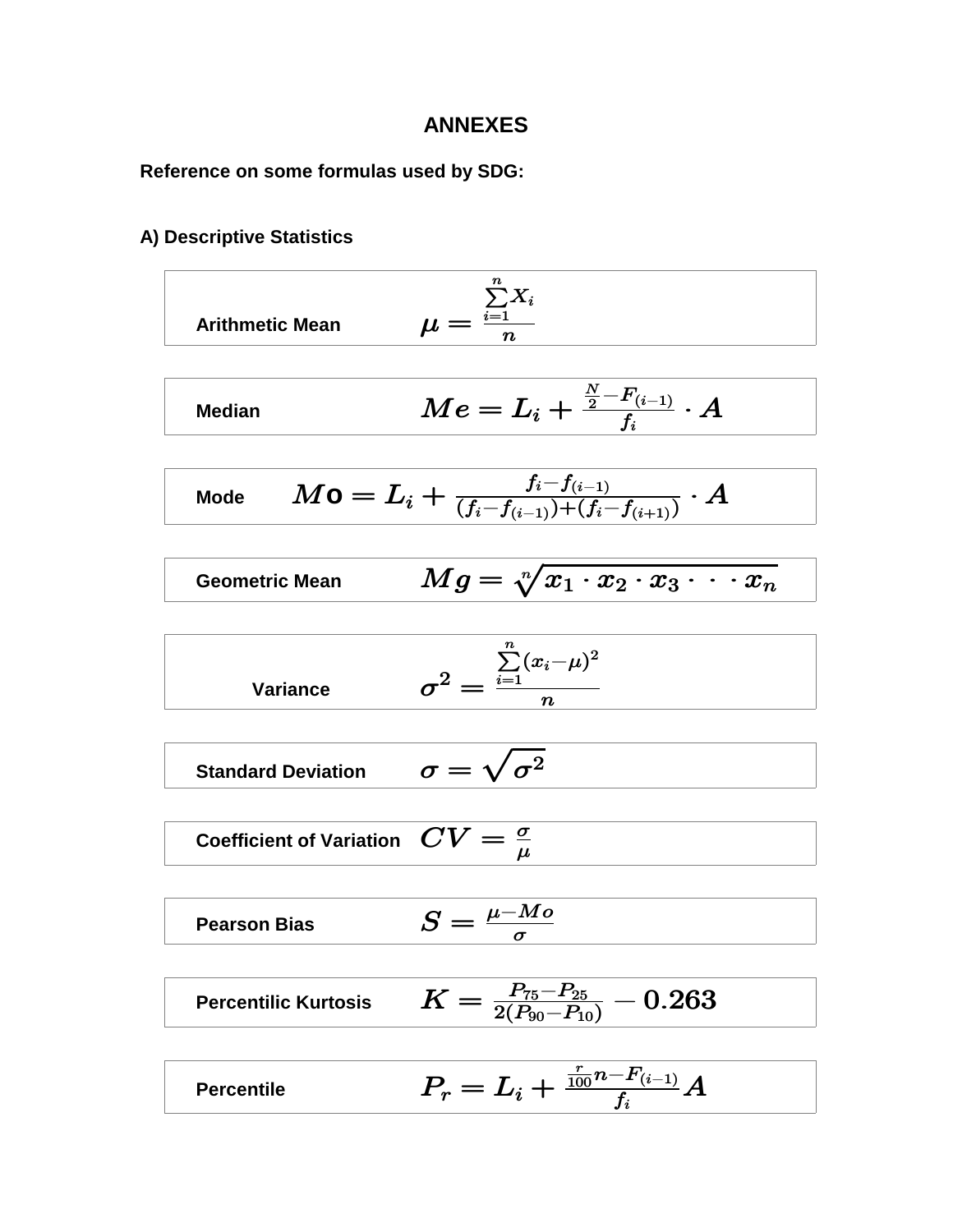# ANNEXES

**Reference on some formulas used by SDG:**

**A) Descriptive Statistics**

| | |
|---|---|
| **Arithmetic Mean** | $\mu = \frac{\sum_{i=1}^{n} X_i}{n}$ |
| **Median** | $Me = L_i + \frac{\frac{N}{2} - F_{(i-1)}}{f_i} \cdot A$ |
| **Mode** | $Mo = L_i + \frac{f_i - f_{(i-1)}}{(f_i - f_{(i-1)}) + (f_i - f_{(i+1)})} \cdot A$ |
| **Geometric Mean** | $Mg = \sqrt[n]{x_1 \cdot x_2 \cdot x_3 \cdot \cdot \cdot x_n}$ |
| **Variance** | $\sigma^2 = \frac{\sum_{i=1}^{n} (x_i - \mu)^2}{n}$ |
| **Standard Deviation** | $\sigma = \sqrt{\sigma^2}$ |
| **Coefficient of Variation** | $CV = \frac{\sigma}{\mu}$ |
| **Pearson Bias** | $S = \frac{\mu - Mo}{\sigma}$ |
| **Percentilic Kurtosis** | $K = \frac{P_{75} - P_{25}}{2(P_{90} - P_{10})} - 0.263$ |
| **Percentile** | $P_r = L_i + \frac{\frac{r}{100} n - F_{(i-1)}}{f_i} A$ |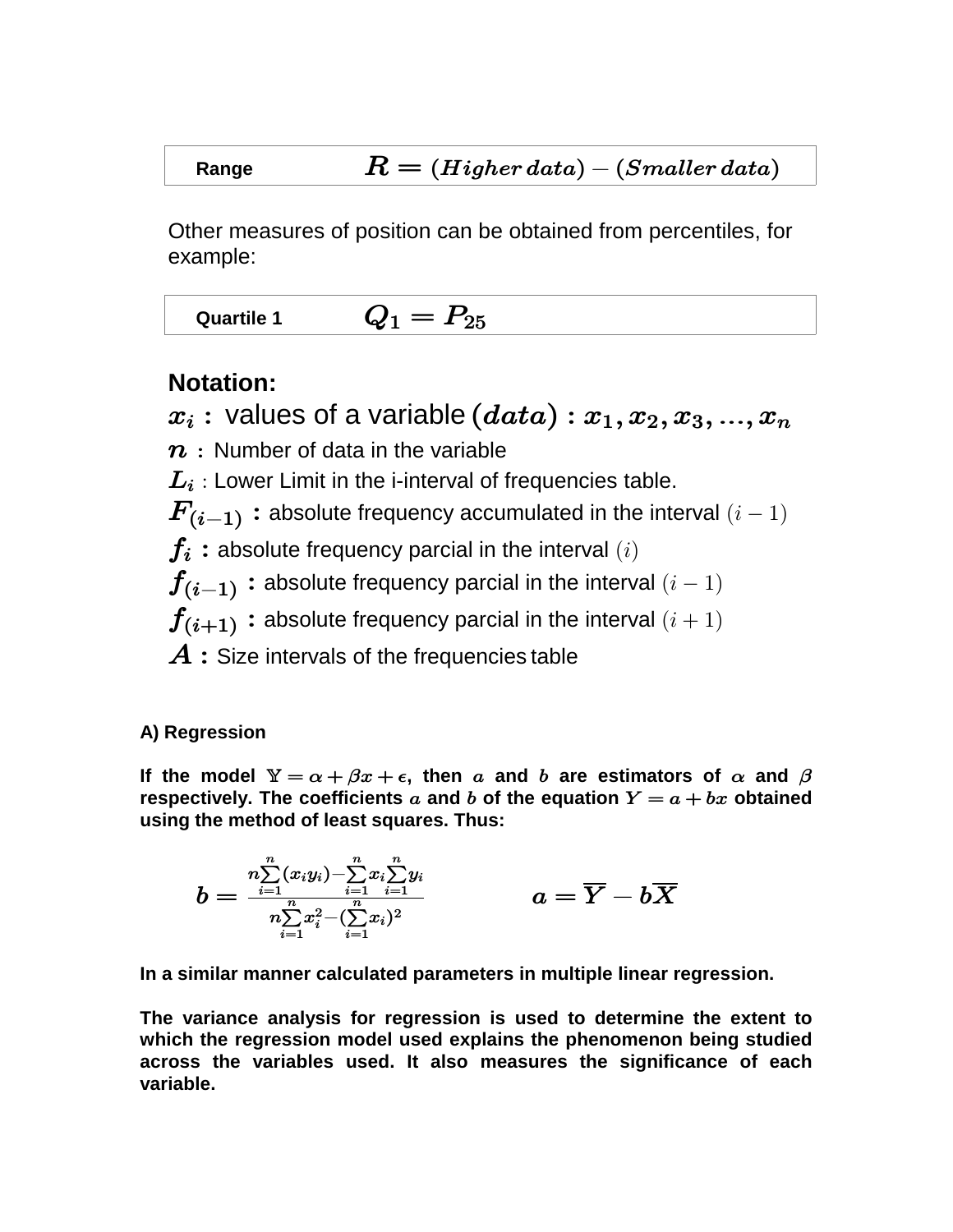| Range | $R = (Higher\,data) - (Smaller\,data)$ |
|---|---|

Other measures of position can be obtained from percentiles, for example:

| Quartile 1 | $Q_1 = P_{25}$ |
|---|---|

**Notation:**

$x_i$ **:** values of a variable $(data)$ **:** $x_1, x_2, x_3, \ldots, x_n$

$n$ **:** Number of data in the variable

$L_i$ : Lower Limit in the i-interval of frequencies table.

$F_{(i-1)}$ **:** absolute frequency accumulated in the interval $(i-1)$

$f_i$ **:** absolute frequency parcial in the interval $(i)$

$f_{(i-1)}$ **:** absolute frequency parcial in the interval $(i-1)$

$f_{(i+1)}$ **:** absolute frequency parcial in the interval $(i+1)$

$A$ **:** Size intervals of the frequencies table

**A) Regression**

**If the model $\mathbb{Y} = \alpha + \beta x + \epsilon$, then $a$ and $b$ are estimators of $\alpha$ and $\beta$ respectively. The coefficients $a$ and $b$ of the equation $Y = a + bx$ obtained using the method of least squares. Thus:**

$$b = \frac{n\sum_{i=1}^{n}(x_i y_i) - \sum_{i=1}^{n}x_i \sum_{i=1}^{n}y_i}{n\sum_{i=1}^{n}x_i^2 - (\sum_{i=1}^{n}x_i)^2} \qquad a = \overline{Y} - b\overline{X}$$

**In a similar manner calculated parameters in multiple linear regression.**

**The variance analysis for regression is used to determine the extent to which the regression model used explains the phenomenon being studied across the variables used. It also measures the significance of each variable.**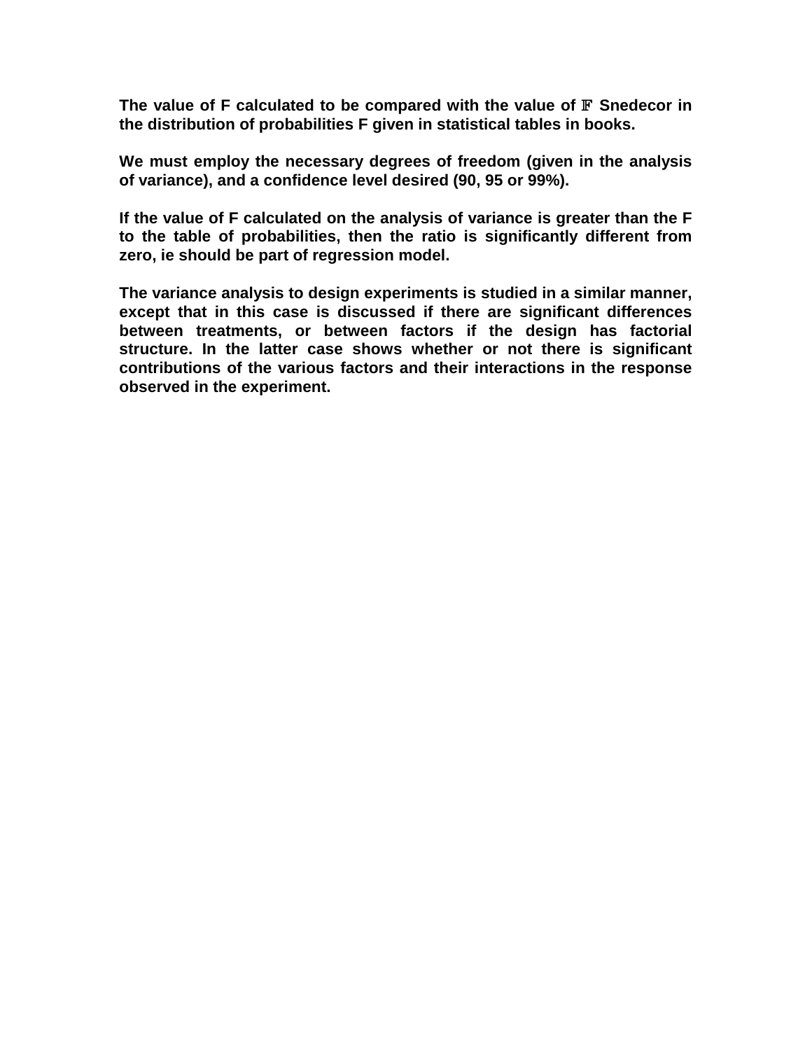**The value of F calculated to be compared with the value of 𝔽 Snedecor in the distribution of probabilities F given in statistical tables in books.**

**We must employ the necessary degrees of freedom (given in the analysis of variance), and a confidence level desired (90, 95 or 99%).**

**If the value of F calculated on the analysis of variance is greater than the F to the table of probabilities, then the ratio is significantly different from zero, ie should be part of regression model.**

**The variance analysis to design experiments is studied in a similar manner, except that in this case is discussed if there are significant differences between treatments, or between factors if the design has factorial structure. In the latter case shows whether or not there is significant contributions of the various factors and their interactions in the response observed in the experiment.**